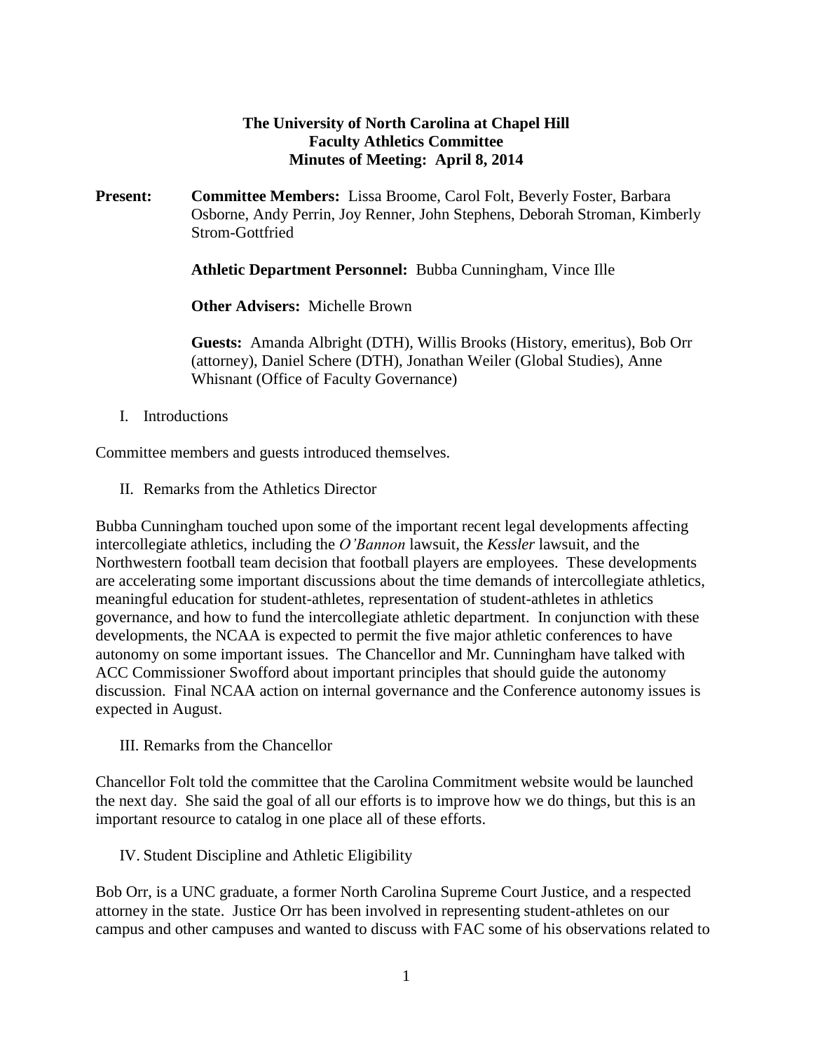**The University of North Carolina at Chapel Hill**
**Faculty Athletics Committee**
**Minutes of Meeting: April 8, 2014**

**Present:** **Committee Members:** Lissa Broome, Carol Folt, Beverly Foster, Barbara Osborne, Andy Perrin, Joy Renner, John Stephens, Deborah Stroman, Kimberly Strom-Gottfried

**Athletic Department Personnel:** Bubba Cunningham, Vince Ille

**Other Advisers:** Michelle Brown

**Guests:** Amanda Albright (DTH), Willis Brooks (History, emeritus), Bob Orr (attorney), Daniel Schere (DTH), Jonathan Weiler (Global Studies), Anne Whisnant (Office of Faculty Governance)

I. Introductions

Committee members and guests introduced themselves.

II. Remarks from the Athletics Director

Bubba Cunningham touched upon some of the important recent legal developments affecting intercollegiate athletics, including the *O'Bannon* lawsuit, the *Kessler* lawsuit, and the Northwestern football team decision that football players are employees. These developments are accelerating some important discussions about the time demands of intercollegiate athletics, meaningful education for student-athletes, representation of student-athletes in athletics governance, and how to fund the intercollegiate athletic department. In conjunction with these developments, the NCAA is expected to permit the five major athletic conferences to have autonomy on some important issues. The Chancellor and Mr. Cunningham have talked with ACC Commissioner Swofford about important principles that should guide the autonomy discussion. Final NCAA action on internal governance and the Conference autonomy issues is expected in August.

III. Remarks from the Chancellor

Chancellor Folt told the committee that the Carolina Commitment website would be launched the next day. She said the goal of all our efforts is to improve how we do things, but this is an important resource to catalog in one place all of these efforts.

IV. Student Discipline and Athletic Eligibility

Bob Orr, is a UNC graduate, a former North Carolina Supreme Court Justice, and a respected attorney in the state. Justice Orr has been involved in representing student-athletes on our campus and other campuses and wanted to discuss with FAC some of his observations related to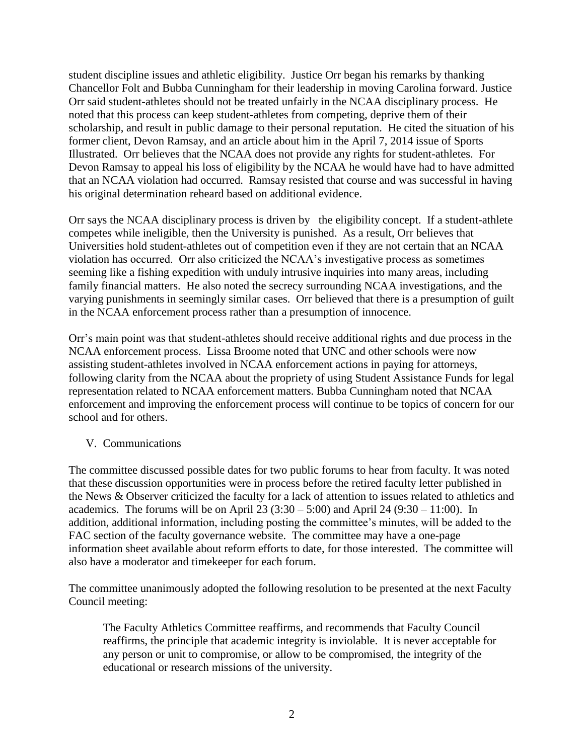student discipline issues and athletic eligibility. Justice Orr began his remarks by thanking Chancellor Folt and Bubba Cunningham for their leadership in moving Carolina forward. Justice Orr said student-athletes should not be treated unfairly in the NCAA disciplinary process. He noted that this process can keep student-athletes from competing, deprive them of their scholarship, and result in public damage to their personal reputation. He cited the situation of his former client, Devon Ramsay, and an article about him in the April 7, 2014 issue of Sports Illustrated. Orr believes that the NCAA does not provide any rights for student-athletes. For Devon Ramsay to appeal his loss of eligibility by the NCAA he would have had to have admitted that an NCAA violation had occurred. Ramsay resisted that course and was successful in having his original determination reheard based on additional evidence.

Orr says the NCAA disciplinary process is driven by the eligibility concept. If a student-athlete competes while ineligible, then the University is punished. As a result, Orr believes that Universities hold student-athletes out of competition even if they are not certain that an NCAA violation has occurred. Orr also criticized the NCAA's investigative process as sometimes seeming like a fishing expedition with unduly intrusive inquiries into many areas, including family financial matters. He also noted the secrecy surrounding NCAA investigations, and the varying punishments in seemingly similar cases. Orr believed that there is a presumption of guilt in the NCAA enforcement process rather than a presumption of innocence.

Orr's main point was that student-athletes should receive additional rights and due process in the NCAA enforcement process. Lissa Broome noted that UNC and other schools were now assisting student-athletes involved in NCAA enforcement actions in paying for attorneys, following clarity from the NCAA about the propriety of using Student Assistance Funds for legal representation related to NCAA enforcement matters. Bubba Cunningham noted that NCAA enforcement and improving the enforcement process will continue to be topics of concern for our school and for others.

V. Communications

The committee discussed possible dates for two public forums to hear from faculty. It was noted that these discussion opportunities were in process before the retired faculty letter published in the News & Observer criticized the faculty for a lack of attention to issues related to athletics and academics. The forums will be on April 23 (3:30 – 5:00) and April 24 (9:30 – 11:00). In addition, additional information, including posting the committee's minutes, will be added to the FAC section of the faculty governance website. The committee may have a one-page information sheet available about reform efforts to date, for those interested. The committee will also have a moderator and timekeeper for each forum.

The committee unanimously adopted the following resolution to be presented at the next Faculty Council meeting:

> The Faculty Athletics Committee reaffirms, and recommends that Faculty Council reaffirms, the principle that academic integrity is inviolable. It is never acceptable for any person or unit to compromise, or allow to be compromised, the integrity of the educational or research missions of the university.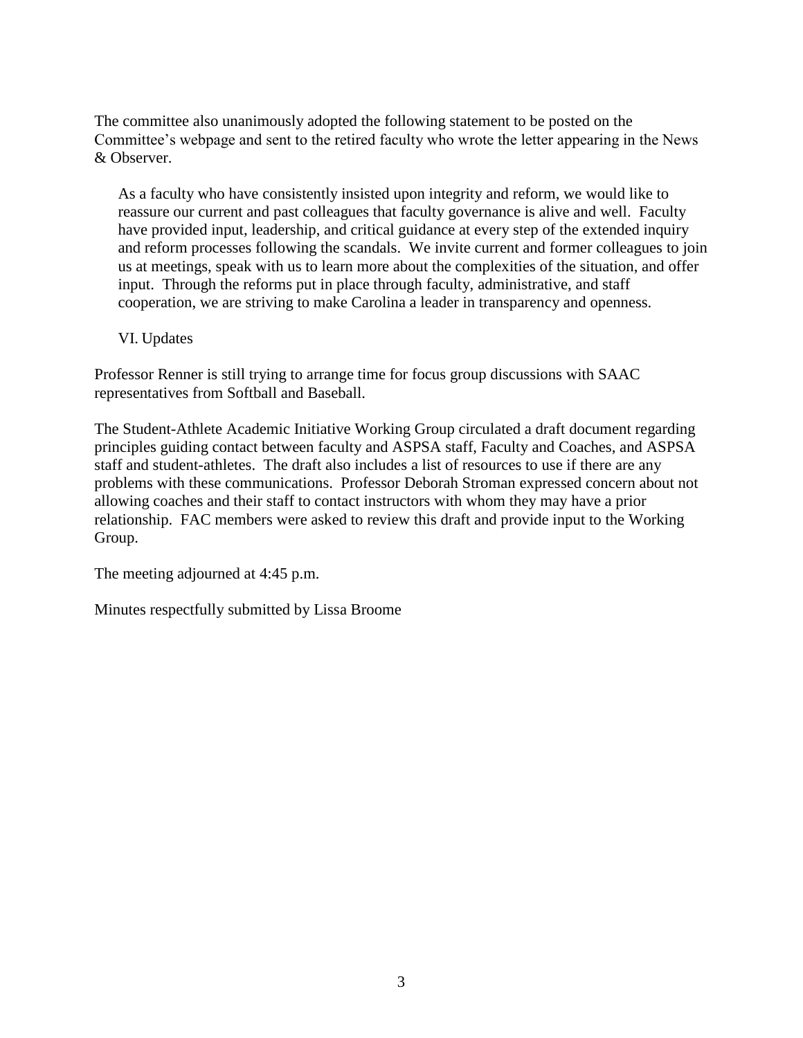The committee also unanimously adopted the following statement to be posted on the Committee's webpage and sent to the retired faculty who wrote the letter appearing in the News & Observer.

> As a faculty who have consistently insisted upon integrity and reform, we would like to reassure our current and past colleagues that faculty governance is alive and well. Faculty have provided input, leadership, and critical guidance at every step of the extended inquiry and reform processes following the scandals. We invite current and former colleagues to join us at meetings, speak with us to learn more about the complexities of the situation, and offer input. Through the reforms put in place through faculty, administrative, and staff cooperation, we are striving to make Carolina a leader in transparency and openness.

## VI. Updates

Professor Renner is still trying to arrange time for focus group discussions with SAAC representatives from Softball and Baseball.

The Student-Athlete Academic Initiative Working Group circulated a draft document regarding principles guiding contact between faculty and ASPSA staff, Faculty and Coaches, and ASPSA staff and student-athletes. The draft also includes a list of resources to use if there are any problems with these communications. Professor Deborah Stroman expressed concern about not allowing coaches and their staff to contact instructors with whom they may have a prior relationship. FAC members were asked to review this draft and provide input to the Working Group.

The meeting adjourned at 4:45 p.m.

Minutes respectfully submitted by Lissa Broome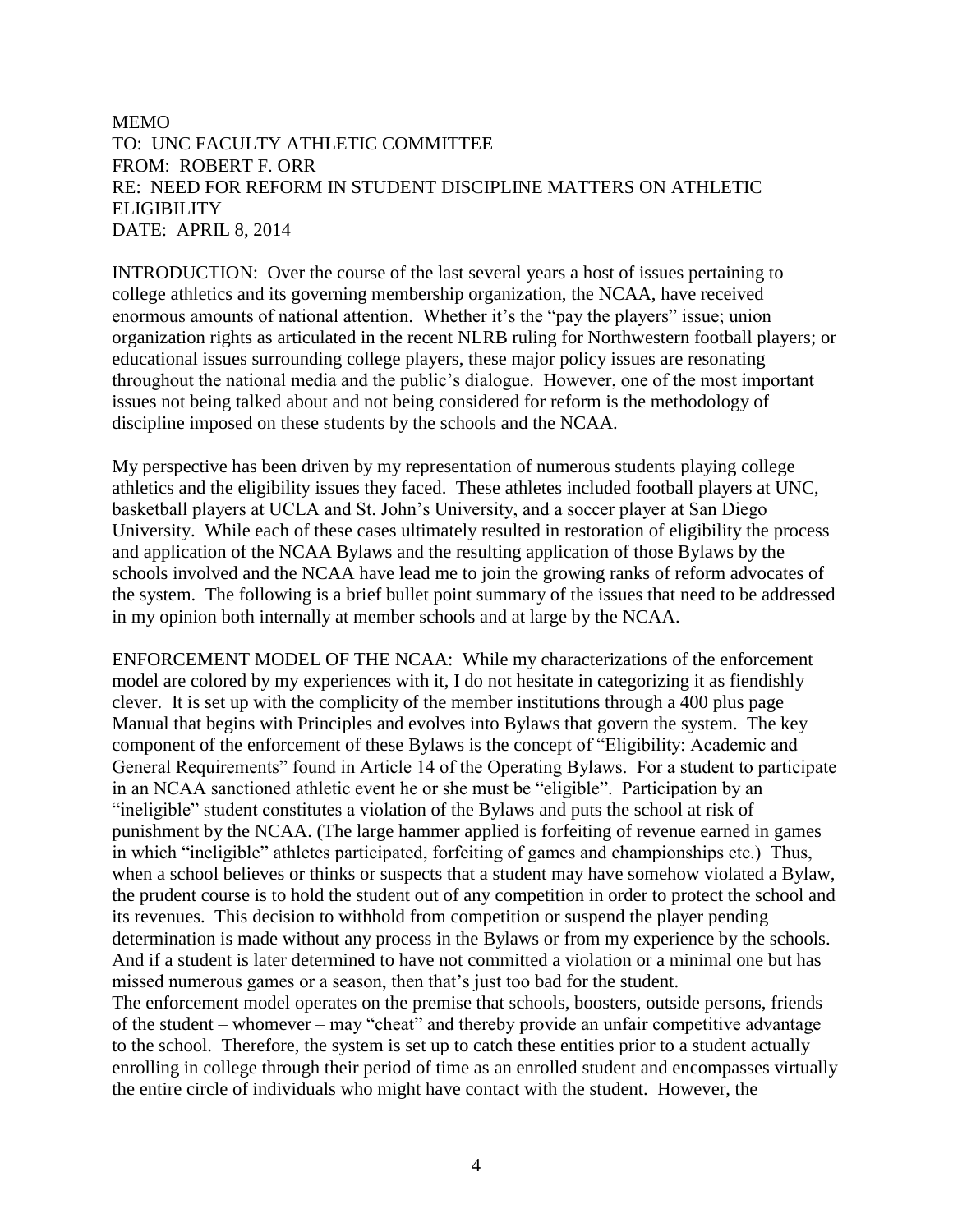MEMO
TO: UNC FACULTY ATHLETIC COMMITTEE
FROM: ROBERT F. ORR
RE: NEED FOR REFORM IN STUDENT DISCIPLINE MATTERS ON ATHLETIC ELIGIBILITY
DATE: APRIL 8, 2014

INTRODUCTION: Over the course of the last several years a host of issues pertaining to college athletics and its governing membership organization, the NCAA, have received enormous amounts of national attention. Whether it's the "pay the players" issue; union organization rights as articulated in the recent NLRB ruling for Northwestern football players; or educational issues surrounding college players, these major policy issues are resonating throughout the national media and the public's dialogue. However, one of the most important issues not being talked about and not being considered for reform is the methodology of discipline imposed on these students by the schools and the NCAA.

My perspective has been driven by my representation of numerous students playing college athletics and the eligibility issues they faced. These athletes included football players at UNC, basketball players at UCLA and St. John's University, and a soccer player at San Diego University. While each of these cases ultimately resulted in restoration of eligibility the process and application of the NCAA Bylaws and the resulting application of those Bylaws by the schools involved and the NCAA have lead me to join the growing ranks of reform advocates of the system. The following is a brief bullet point summary of the issues that need to be addressed in my opinion both internally at member schools and at large by the NCAA.

ENFORCEMENT MODEL OF THE NCAA: While my characterizations of the enforcement model are colored by my experiences with it, I do not hesitate in categorizing it as fiendishly clever. It is set up with the complicity of the member institutions through a 400 plus page Manual that begins with Principles and evolves into Bylaws that govern the system. The key component of the enforcement of these Bylaws is the concept of "Eligibility: Academic and General Requirements" found in Article 14 of the Operating Bylaws. For a student to participate in an NCAA sanctioned athletic event he or she must be "eligible". Participation by an "ineligible" student constitutes a violation of the Bylaws and puts the school at risk of punishment by the NCAA. (The large hammer applied is forfeiting of revenue earned in games in which "ineligible" athletes participated, forfeiting of games and championships etc.) Thus, when a school believes or thinks or suspects that a student may have somehow violated a Bylaw, the prudent course is to hold the student out of any competition in order to protect the school and its revenues. This decision to withhold from competition or suspend the player pending determination is made without any process in the Bylaws or from my experience by the schools. And if a student is later determined to have not committed a violation or a minimal one but has missed numerous games or a season, then that's just too bad for the student.

The enforcement model operates on the premise that schools, boosters, outside persons, friends of the student – whomever – may "cheat" and thereby provide an unfair competitive advantage to the school. Therefore, the system is set up to catch these entities prior to a student actually enrolling in college through their period of time as an enrolled student and encompasses virtually the entire circle of individuals who might have contact with the student. However, the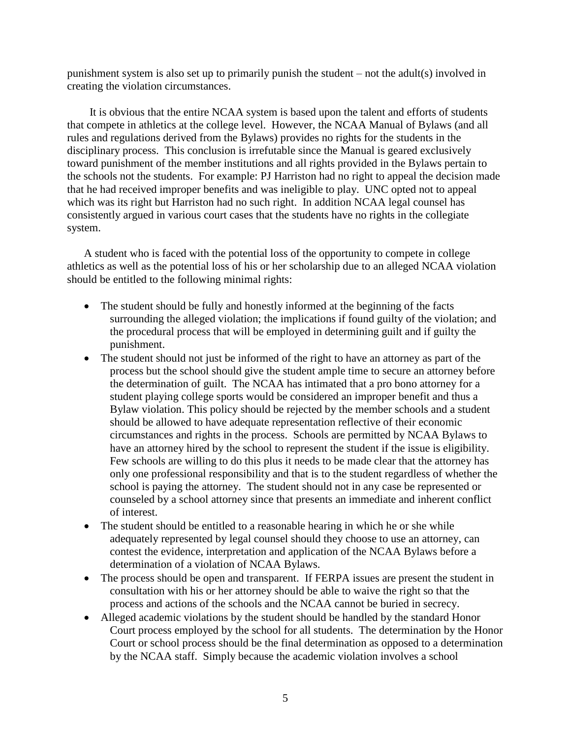punishment system is also set up to primarily punish the student – not the adult(s) involved in creating the violation circumstances.

It is obvious that the entire NCAA system is based upon the talent and efforts of students that compete in athletics at the college level. However, the NCAA Manual of Bylaws (and all rules and regulations derived from the Bylaws) provides no rights for the students in the disciplinary process. This conclusion is irrefutable since the Manual is geared exclusively toward punishment of the member institutions and all rights provided in the Bylaws pertain to the schools not the students. For example: PJ Harriston had no right to appeal the decision made that he had received improper benefits and was ineligible to play. UNC opted not to appeal which was its right but Harriston had no such right. In addition NCAA legal counsel has consistently argued in various court cases that the students have no rights in the collegiate system.

A student who is faced with the potential loss of the opportunity to compete in college athletics as well as the potential loss of his or her scholarship due to an alleged NCAA violation should be entitled to the following minimal rights:

- The student should be fully and honestly informed at the beginning of the facts surrounding the alleged violation; the implications if found guilty of the violation; and the procedural process that will be employed in determining guilt and if guilty the punishment.
- The student should not just be informed of the right to have an attorney as part of the process but the school should give the student ample time to secure an attorney before the determination of guilt. The NCAA has intimated that a pro bono attorney for a student playing college sports would be considered an improper benefit and thus a Bylaw violation. This policy should be rejected by the member schools and a student should be allowed to have adequate representation reflective of their economic circumstances and rights in the process. Schools are permitted by NCAA Bylaws to have an attorney hired by the school to represent the student if the issue is eligibility. Few schools are willing to do this plus it needs to be made clear that the attorney has only one professional responsibility and that is to the student regardless of whether the school is paying the attorney. The student should not in any case be represented or counseled by a school attorney since that presents an immediate and inherent conflict of interest.
- The student should be entitled to a reasonable hearing in which he or she while adequately represented by legal counsel should they choose to use an attorney, can contest the evidence, interpretation and application of the NCAA Bylaws before a determination of a violation of NCAA Bylaws.
- The process should be open and transparent. If FERPA issues are present the student in consultation with his or her attorney should be able to waive the right so that the process and actions of the schools and the NCAA cannot be buried in secrecy.
- Alleged academic violations by the student should be handled by the standard Honor Court process employed by the school for all students. The determination by the Honor Court or school process should be the final determination as opposed to a determination by the NCAA staff. Simply because the academic violation involves a school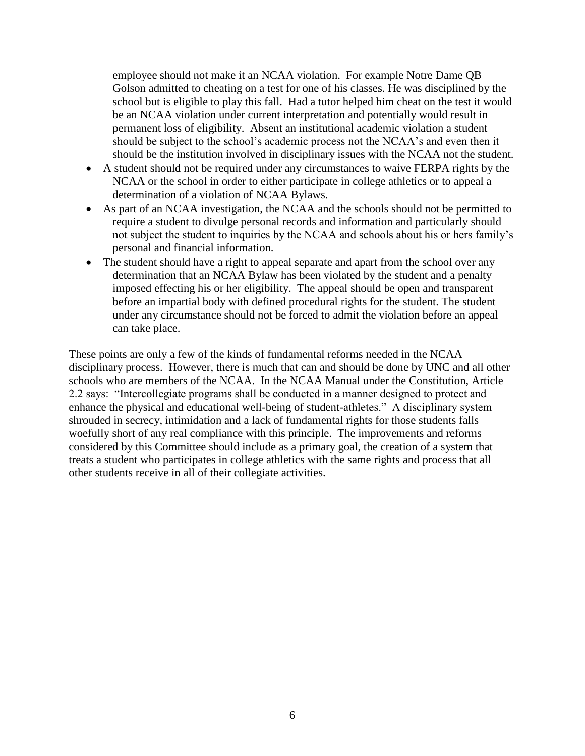employee should not make it an NCAA violation. For example Notre Dame QB Golson admitted to cheating on a test for one of his classes. He was disciplined by the school but is eligible to play this fall. Had a tutor helped him cheat on the test it would be an NCAA violation under current interpretation and potentially would result in permanent loss of eligibility. Absent an institutional academic violation a student should be subject to the school's academic process not the NCAA's and even then it should be the institution involved in disciplinary issues with the NCAA not the student.

- A student should not be required under any circumstances to waive FERPA rights by the NCAA or the school in order to either participate in college athletics or to appeal a determination of a violation of NCAA Bylaws.
- As part of an NCAA investigation, the NCAA and the schools should not be permitted to require a student to divulge personal records and information and particularly should not subject the student to inquiries by the NCAA and schools about his or hers family's personal and financial information.
- The student should have a right to appeal separate and apart from the school over any determination that an NCAA Bylaw has been violated by the student and a penalty imposed effecting his or her eligibility. The appeal should be open and transparent before an impartial body with defined procedural rights for the student. The student under any circumstance should not be forced to admit the violation before an appeal can take place.

These points are only a few of the kinds of fundamental reforms needed in the NCAA disciplinary process. However, there is much that can and should be done by UNC and all other schools who are members of the NCAA. In the NCAA Manual under the Constitution, Article 2.2 says: "Intercollegiate programs shall be conducted in a manner designed to protect and enhance the physical and educational well-being of student-athletes." A disciplinary system shrouded in secrecy, intimidation and a lack of fundamental rights for those students falls woefully short of any real compliance with this principle. The improvements and reforms considered by this Committee should include as a primary goal, the creation of a system that treats a student who participates in college athletics with the same rights and process that all other students receive in all of their collegiate activities.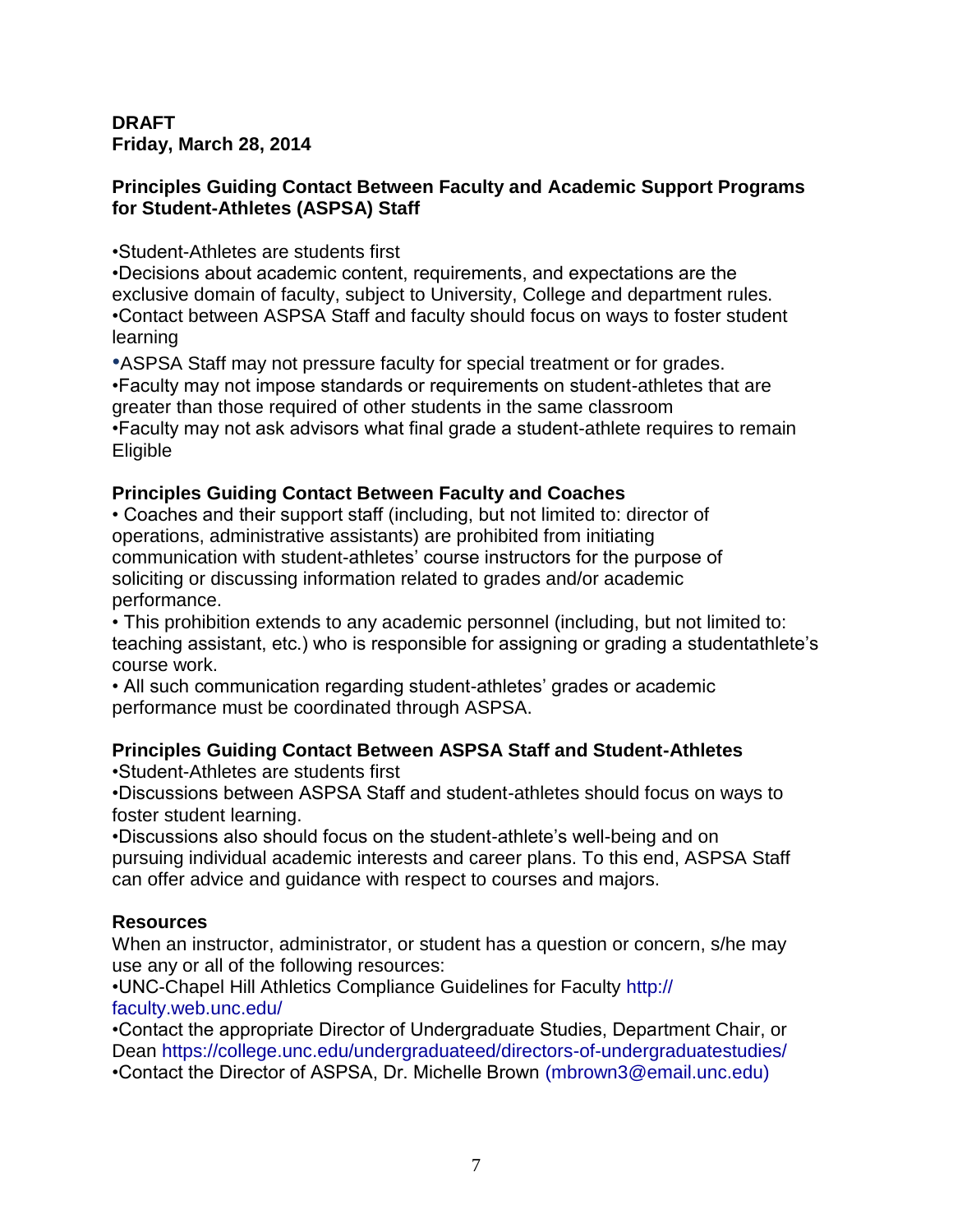**DRAFT**
**Friday, March 28, 2014**

## Principles Guiding Contact Between Faculty and Academic Support Programs for Student-Athletes (ASPSA) Staff

- Student-Athletes are students first
- Decisions about academic content, requirements, and expectations are the exclusive domain of faculty, subject to University, College and department rules.
- Contact between ASPSA Staff and faculty should focus on ways to foster student learning
- ASPSA Staff may not pressure faculty for special treatment or for grades.
- Faculty may not impose standards or requirements on student-athletes that are greater than those required of other students in the same classroom
- Faculty may not ask advisors what final grade a student-athlete requires to remain Eligible

## Principles Guiding Contact Between Faculty and Coaches

- Coaches and their support staff (including, but not limited to: director of operations, administrative assistants) are prohibited from initiating communication with student-athletes' course instructors for the purpose of soliciting or discussing information related to grades and/or academic performance.
- This prohibition extends to any academic personnel (including, but not limited to: teaching assistant, etc.) who is responsible for assigning or grading a studentathlete's course work.
- All such communication regarding student-athletes' grades or academic performance must be coordinated through ASPSA.

## Principles Guiding Contact Between ASPSA Staff and Student-Athletes

- Student-Athletes are students first
- Discussions between ASPSA Staff and student-athletes should focus on ways to foster student learning.
- Discussions also should focus on the student-athlete's well-being and on pursuing individual academic interests and career plans. To this end, ASPSA Staff can offer advice and guidance with respect to courses and majors.

## Resources

When an instructor, administrator, or student has a question or concern, s/he may use any or all of the following resources:

- UNC-Chapel Hill Athletics Compliance Guidelines for Faculty http://faculty.web.unc.edu/
- Contact the appropriate Director of Undergraduate Studies, Department Chair, or Dean https://college.unc.edu/undergraduateed/directors-of-undergraduatestudies/
- Contact the Director of ASPSA, Dr. Michelle Brown (mbrown3@email.unc.edu)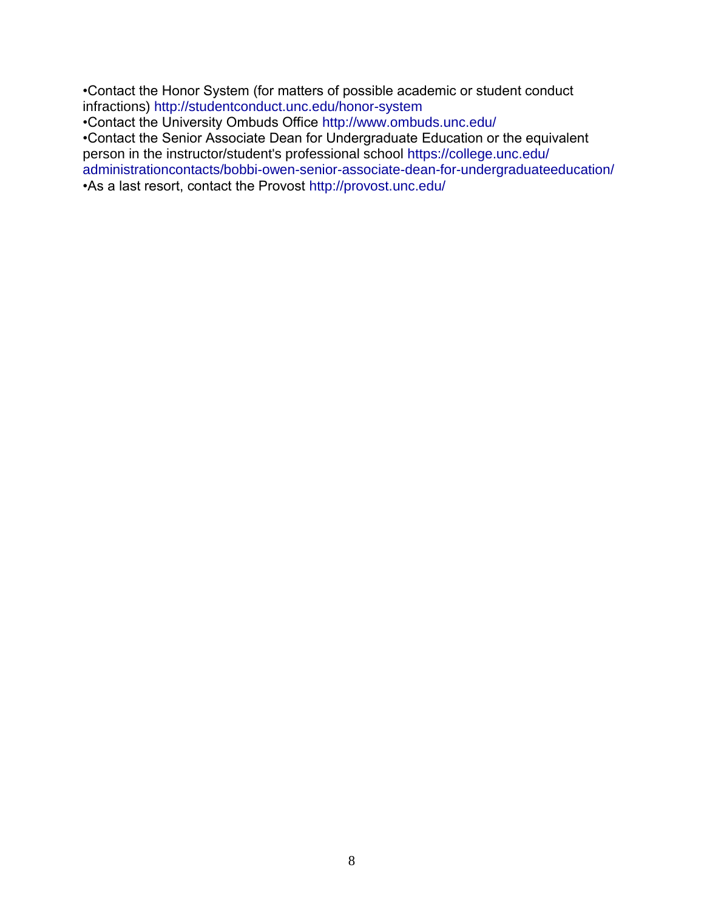•Contact the Honor System (for matters of possible academic or student conduct infractions) http://studentconduct.unc.edu/honor-system
•Contact the University Ombuds Office http://www.ombuds.unc.edu/
•Contact the Senior Associate Dean for Undergraduate Education or the equivalent person in the instructor/student's professional school https://college.unc.edu/administrationcontacts/bobbi-owen-senior-associate-dean-for-undergraduateeducation/
•As a last resort, contact the Provost http://provost.unc.edu/